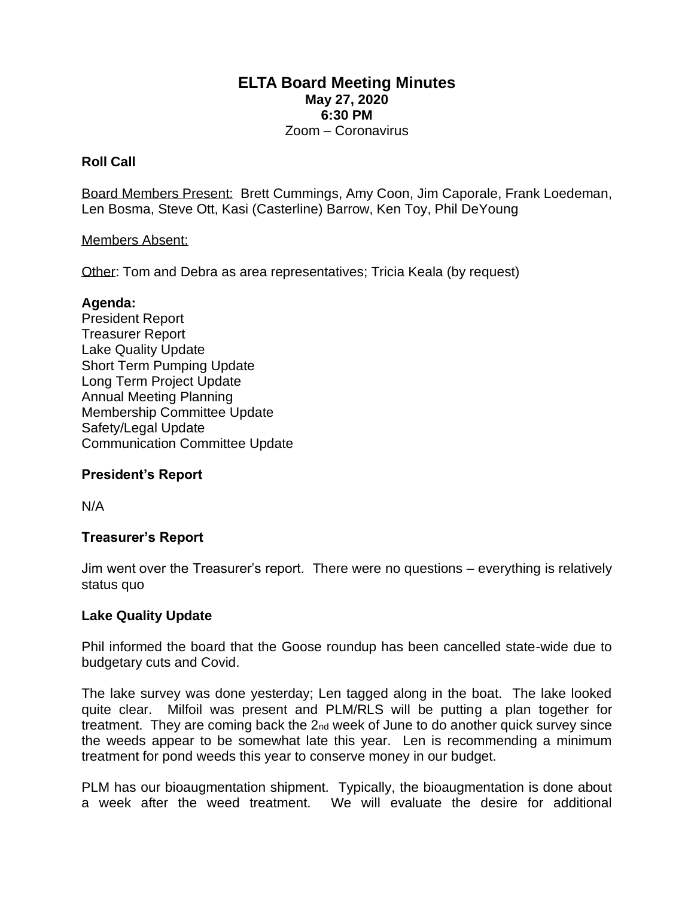# ELTA Board Meeting Minutes

**May 27, 2020**
**6:30 PM**
Zoom – Coronavirus

**Roll Call**

Board Members Present: Brett Cummings, Amy Coon, Jim Caporale, Frank Loedeman, Len Bosma, Steve Ott, Kasi (Casterline) Barrow, Ken Toy, Phil DeYoung

Members Absent:

Other: Tom and Debra as area representatives; Tricia Keala (by request)

**Agenda:**
President Report
Treasurer Report
Lake Quality Update
Short Term Pumping Update
Long Term Project Update
Annual Meeting Planning
Membership Committee Update
Safety/Legal Update
Communication Committee Update

**President's Report**

N/A

**Treasurer's Report**

Jim went over the Treasurer's report. There were no questions – everything is relatively status quo

**Lake Quality Update**

Phil informed the board that the Goose roundup has been cancelled state-wide due to budgetary cuts and Covid.

The lake survey was done yesterday; Len tagged along in the boat. The lake looked quite clear. Milfoil was present and PLM/RLS will be putting a plan together for treatment. They are coming back the 2nd week of June to do another quick survey since the weeds appear to be somewhat late this year. Len is recommending a minimum treatment for pond weeds this year to conserve money in our budget.

PLM has our bioaugmentation shipment. Typically, the bioaugmentation is done about a week after the weed treatment. We will evaluate the desire for additional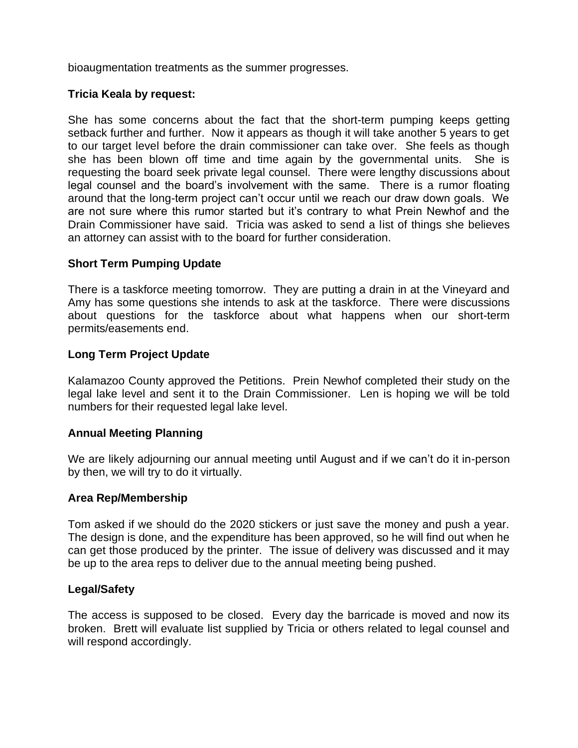bioaugmentation treatments as the summer progresses.

**Tricia Keala by request:**

She has some concerns about the fact that the short-term pumping keeps getting setback further and further. Now it appears as though it will take another 5 years to get to our target level before the drain commissioner can take over. She feels as though she has been blown off time and time again by the governmental units. She is requesting the board seek private legal counsel. There were lengthy discussions about legal counsel and the board's involvement with the same. There is a rumor floating around that the long-term project can't occur until we reach our draw down goals. We are not sure where this rumor started but it's contrary to what Prein Newhof and the Drain Commissioner have said. Tricia was asked to send a list of things she believes an attorney can assist with to the board for further consideration.

**Short Term Pumping Update**

There is a taskforce meeting tomorrow. They are putting a drain in at the Vineyard and Amy has some questions she intends to ask at the taskforce. There were discussions about questions for the taskforce about what happens when our short-term permits/easements end.

**Long Term Project Update**

Kalamazoo County approved the Petitions. Prein Newhof completed their study on the legal lake level and sent it to the Drain Commissioner. Len is hoping we will be told numbers for their requested legal lake level.

**Annual Meeting Planning**

We are likely adjourning our annual meeting until August and if we can't do it in-person by then, we will try to do it virtually.

**Area Rep/Membership**

Tom asked if we should do the 2020 stickers or just save the money and push a year. The design is done, and the expenditure has been approved, so he will find out when he can get those produced by the printer. The issue of delivery was discussed and it may be up to the area reps to deliver due to the annual meeting being pushed.

**Legal/Safety**

The access is supposed to be closed. Every day the barricade is moved and now its broken. Brett will evaluate list supplied by Tricia or others related to legal counsel and will respond accordingly.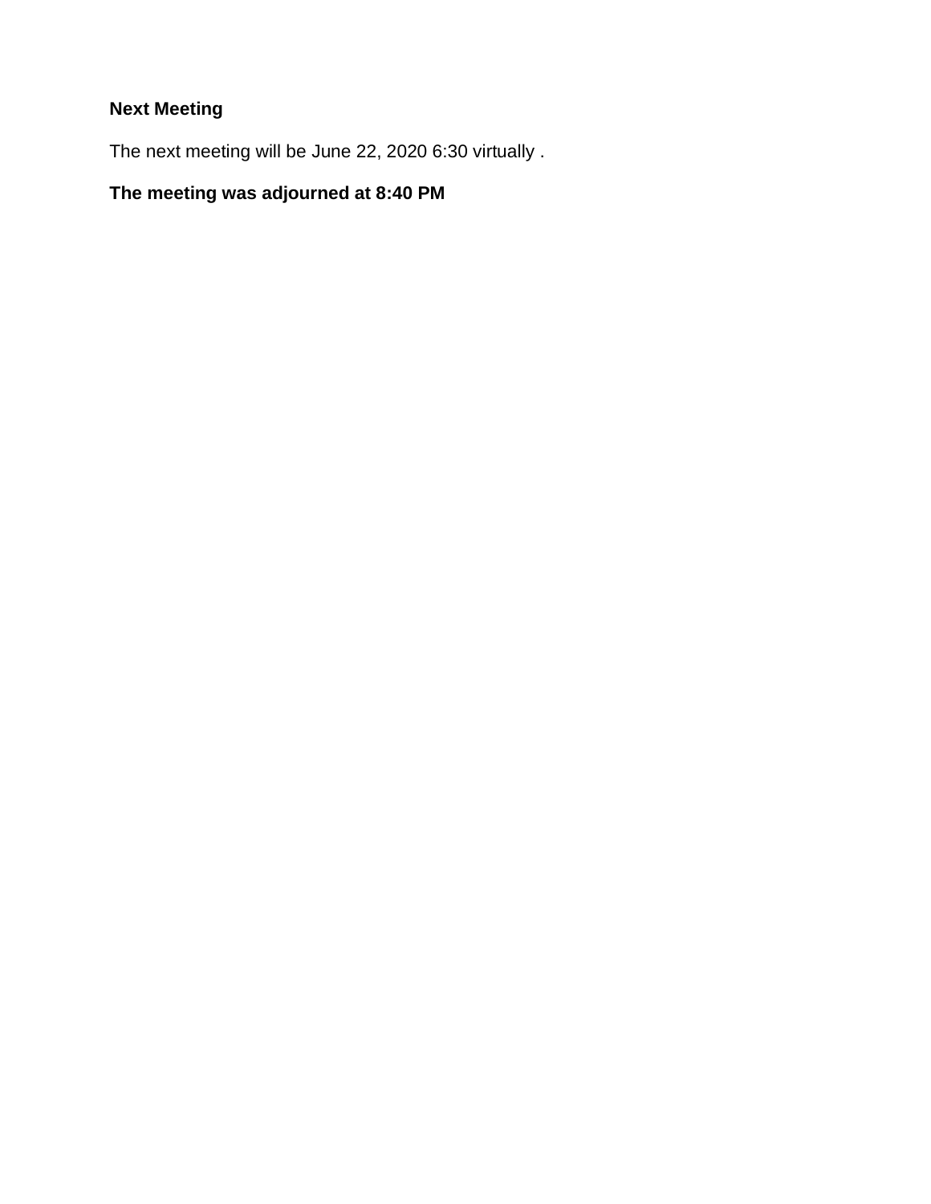**Next Meeting**

The next meeting will be June 22, 2020 6:30 virtually .

**The meeting was adjourned at 8:40 PM**